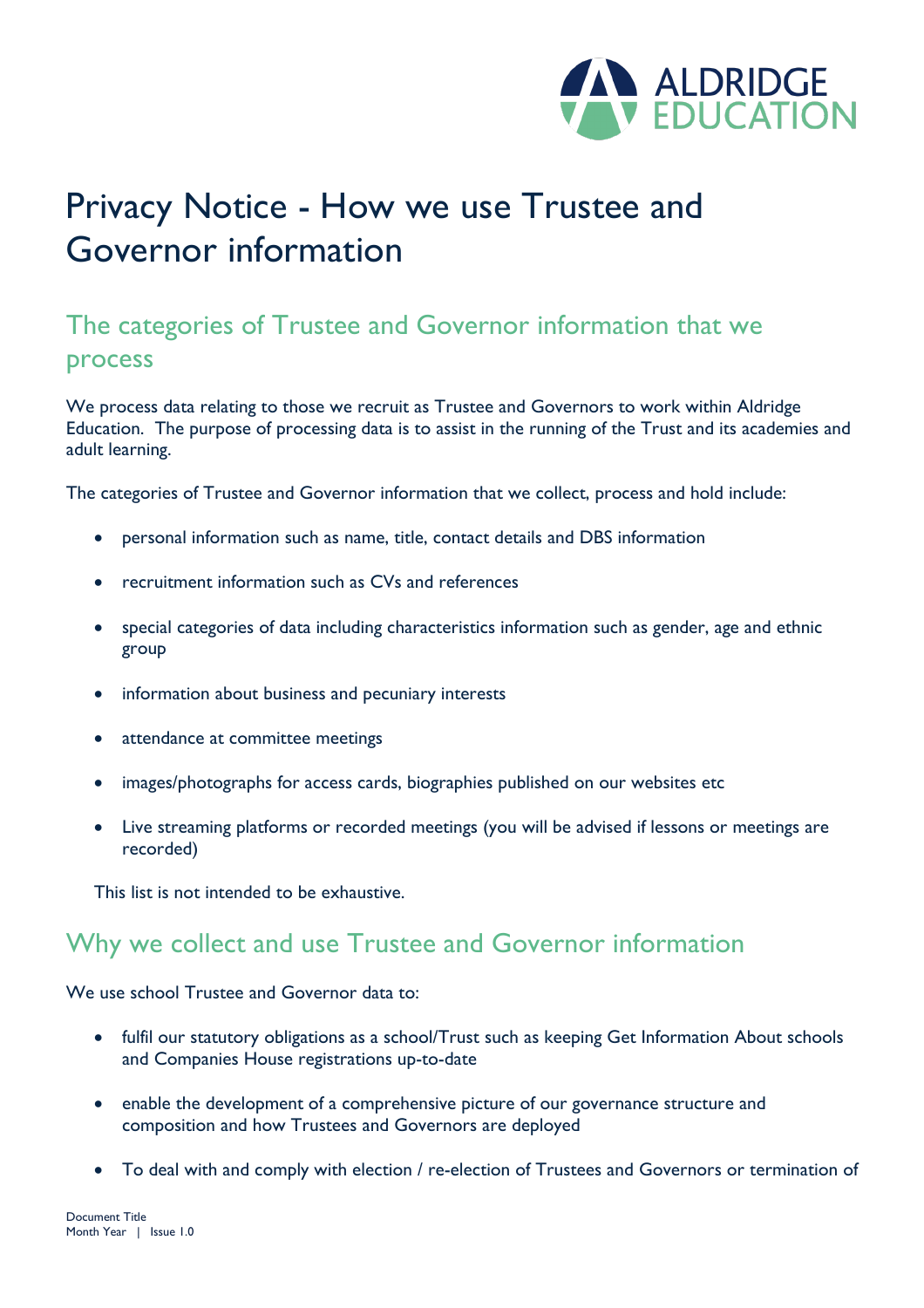# Privacy Notice - How we use Trustee and Governor information

## The categories of Trustee and Governor information that we process

We process data relating to those we recruit as Trustee and Governors to work within Aldridge Education. The purpose of processing data is to assist in the running of the Trust and its academies and adult learning.

The categories of Trustee and Governor information that we collect, process and hold include:

- personal information such as name, title, contact details and DBS information
- recruitment information such as CVs and references
- special categories of data including characteristics information such as gender, age and ethnic group
- information about business and pecuniary interests
- attendance at committee meetings
- images/photographs for access cards, biographies published on our websites etc
- Live streaming platforms or recorded meetings (you will be advised if lessons or meetings are recorded)

This list is not intended to be exhaustive.

## Why we collect and use Trustee and Governor information

We use school Trustee and Governor data to:

- fulfil our statutory obligations as a school/Trust such as keeping Get Information About schools and Companies House registrations up-to-date
- enable the development of a comprehensive picture of our governance structure and composition and how Trustees and Governors are deployed
- To deal with and comply with election / re-election of Trustees and Governors or termination of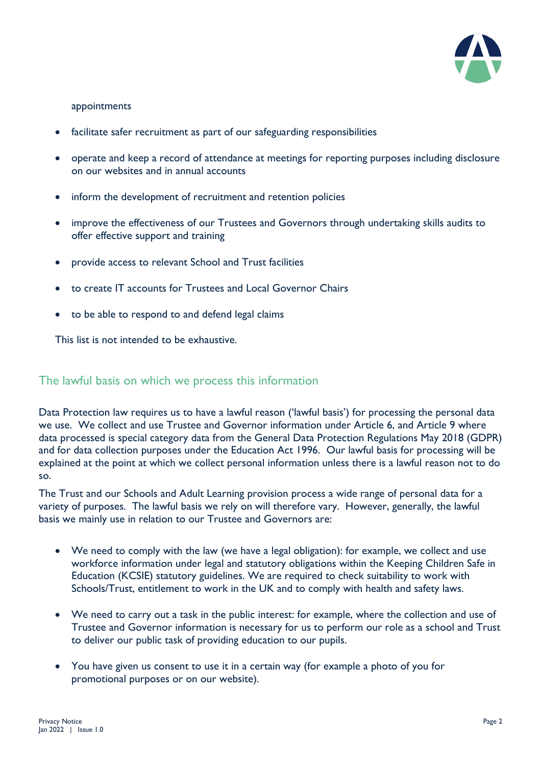appointments

- facilitate safer recruitment as part of our safeguarding responsibilities
- operate and keep a record of attendance at meetings for reporting purposes including disclosure on our websites and in annual accounts
- inform the development of recruitment and retention policies
- improve the effectiveness of our Trustees and Governors through undertaking skills audits to offer effective support and training
- provide access to relevant School and Trust facilities
- to create IT accounts for Trustees and Local Governor Chairs
- to be able to respond to and defend legal claims

This list is not intended to be exhaustive.

## The lawful basis on which we process this information

Data Protection law requires us to have a lawful reason ('lawful basis') for processing the personal data we use. We collect and use Trustee and Governor information under Article 6, and Article 9 where data processed is special category data from the General Data Protection Regulations May 2018 (GDPR) and for data collection purposes under the Education Act 1996. Our lawful basis for processing will be explained at the point at which we collect personal information unless there is a lawful reason not to do so.

The Trust and our Schools and Adult Learning provision process a wide range of personal data for a variety of purposes. The lawful basis we rely on will therefore vary. However, generally, the lawful basis we mainly use in relation to our Trustee and Governors are:

- We need to comply with the law (we have a legal obligation): for example, we collect and use workforce information under legal and statutory obligations within the Keeping Children Safe in Education (KCSIE) statutory guidelines. We are required to check suitability to work with Schools/Trust, entitlement to work in the UK and to comply with health and safety laws.
- We need to carry out a task in the public interest: for example, where the collection and use of Trustee and Governor information is necessary for us to perform our role as a school and Trust to deliver our public task of providing education to our pupils.
- You have given us consent to use it in a certain way (for example a photo of you for promotional purposes or on our website).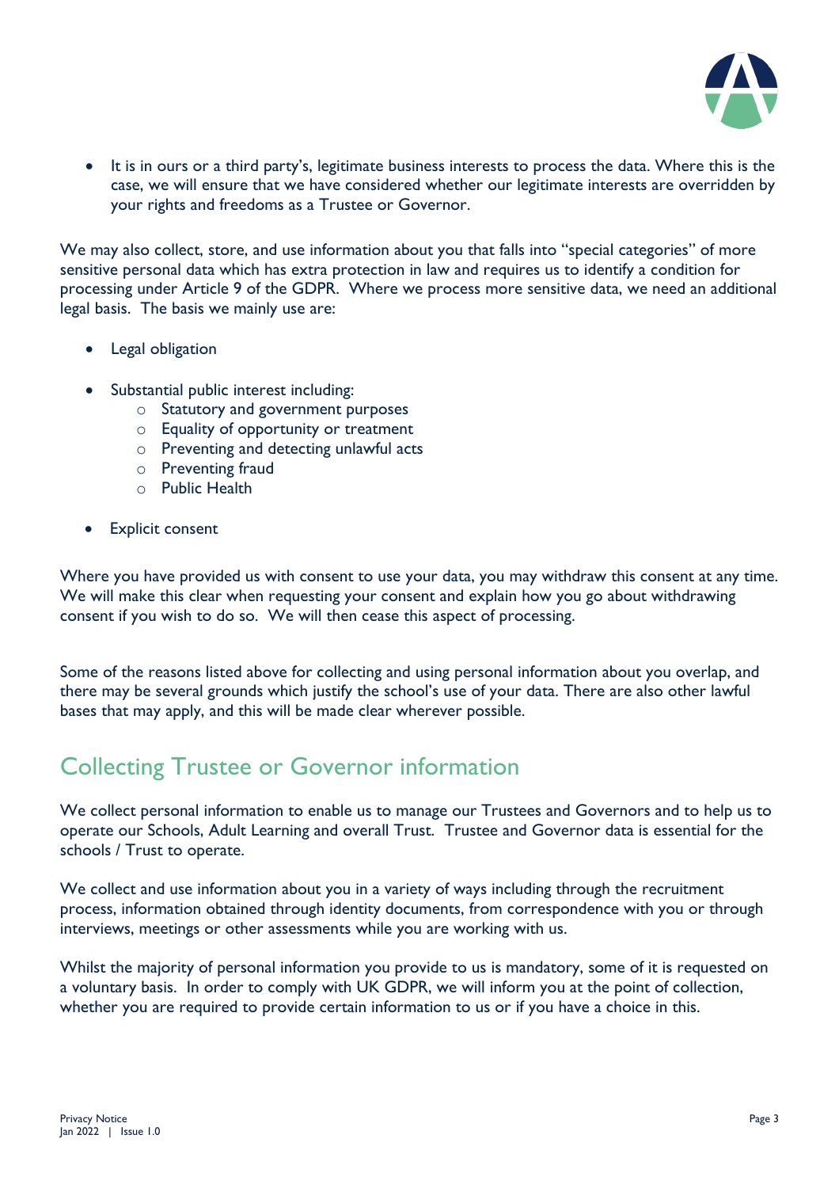- It is in ours or a third party's, legitimate business interests to process the data. Where this is the case, we will ensure that we have considered whether our legitimate interests are overridden by your rights and freedoms as a Trustee or Governor.

We may also collect, store, and use information about you that falls into "special categories" of more sensitive personal data which has extra protection in law and requires us to identify a condition for processing under Article 9 of the GDPR. Where we process more sensitive data, we need an additional legal basis. The basis we mainly use are:

- Legal obligation
- Substantial public interest including:
  - Statutory and government purposes
  - Equality of opportunity or treatment
  - Preventing and detecting unlawful acts
  - Preventing fraud
  - Public Health
- Explicit consent

Where you have provided us with consent to use your data, you may withdraw this consent at any time. We will make this clear when requesting your consent and explain how you go about withdrawing consent if you wish to do so. We will then cease this aspect of processing.

Some of the reasons listed above for collecting and using personal information about you overlap, and there may be several grounds which justify the school's use of your data. There are also other lawful bases that may apply, and this will be made clear wherever possible.

## Collecting Trustee or Governor information

We collect personal information to enable us to manage our Trustees and Governors and to help us to operate our Schools, Adult Learning and overall Trust. Trustee and Governor data is essential for the schools / Trust to operate.

We collect and use information about you in a variety of ways including through the recruitment process, information obtained through identity documents, from correspondence with you or through interviews, meetings or other assessments while you are working with us.

Whilst the majority of personal information you provide to us is mandatory, some of it is requested on a voluntary basis. In order to comply with UK GDPR, we will inform you at the point of collection, whether you are required to provide certain information to us or if you have a choice in this.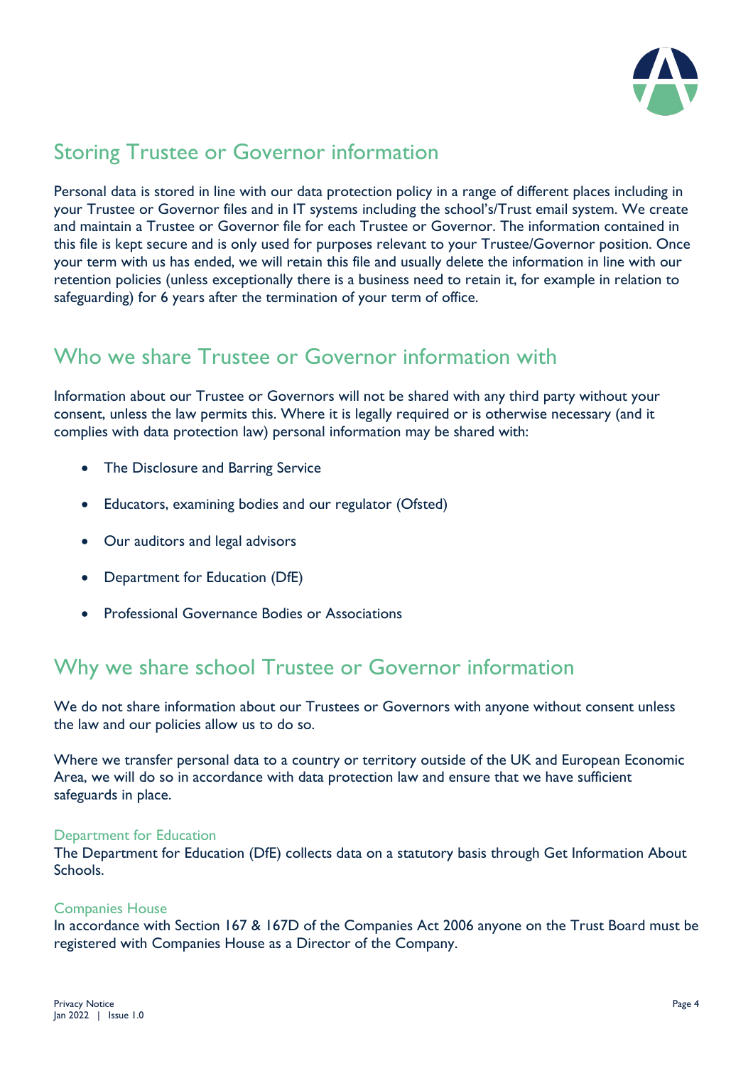## Storing Trustee or Governor information

Personal data is stored in line with our data protection policy in a range of different places including in your Trustee or Governor files and in IT systems including the school's/Trust email system. We create and maintain a Trustee or Governor file for each Trustee or Governor. The information contained in this file is kept secure and is only used for purposes relevant to your Trustee/Governor position. Once your term with us has ended, we will retain this file and usually delete the information in line with our retention policies (unless exceptionally there is a business need to retain it, for example in relation to safeguarding) for 6 years after the termination of your term of office.

## Who we share Trustee or Governor information with

Information about our Trustee or Governors will not be shared with any third party without your consent, unless the law permits this. Where it is legally required or is otherwise necessary (and it complies with data protection law) personal information may be shared with:

- The Disclosure and Barring Service
- Educators, examining bodies and our regulator (Ofsted)
- Our auditors and legal advisors
- Department for Education (DfE)
- Professional Governance Bodies or Associations

## Why we share school Trustee or Governor information

We do not share information about our Trustees or Governors with anyone without consent unless the law and our policies allow us to do so.

Where we transfer personal data to a country or territory outside of the UK and European Economic Area, we will do so in accordance with data protection law and ensure that we have sufficient safeguards in place.

### Department for Education

The Department for Education (DfE) collects data on a statutory basis through Get Information About Schools.

### Companies House

In accordance with Section 167 & 167D of the Companies Act 2006 anyone on the Trust Board must be registered with Companies House as a Director of the Company.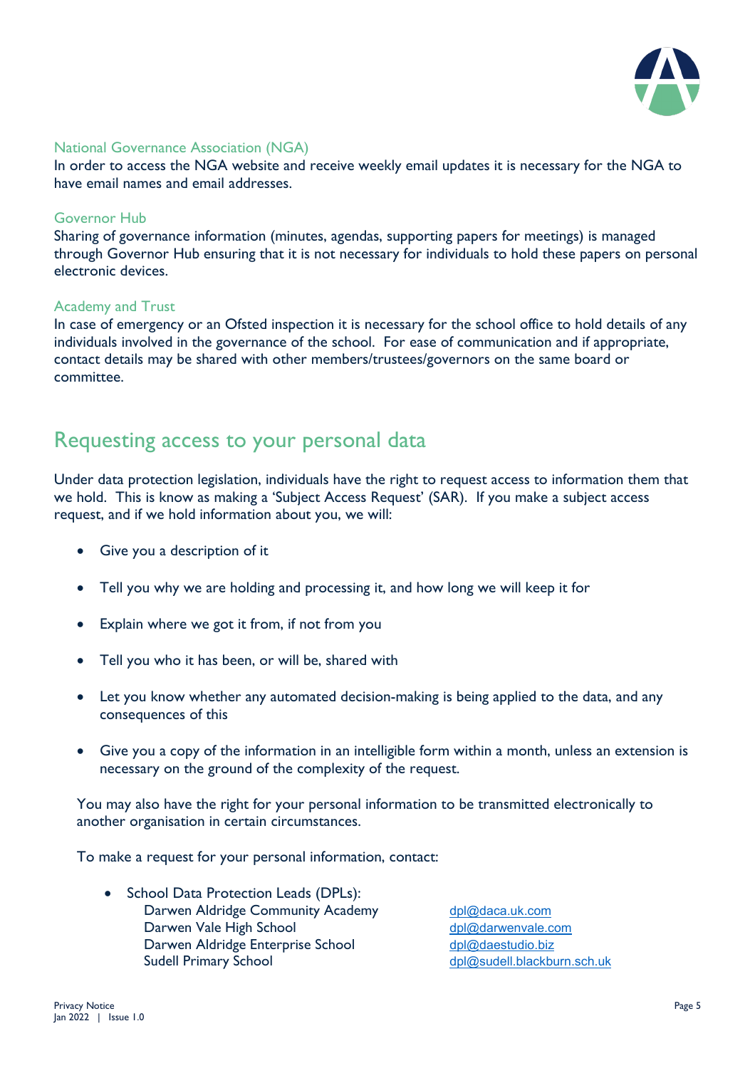### National Governance Association (NGA)

In order to access the NGA website and receive weekly email updates it is necessary for the NGA to have email names and email addresses.

### Governor Hub

Sharing of governance information (minutes, agendas, supporting papers for meetings) is managed through Governor Hub ensuring that it is not necessary for individuals to hold these papers on personal electronic devices.

### Academy and Trust

In case of emergency or an Ofsted inspection it is necessary for the school office to hold details of any individuals involved in the governance of the school. For ease of communication and if appropriate, contact details may be shared with other members/trustees/governors on the same board or committee.

## Requesting access to your personal data

Under data protection legislation, individuals have the right to request access to information them that we hold. This is know as making a 'Subject Access Request' (SAR). If you make a subject access request, and if we hold information about you, we will:

- Give you a description of it
- Tell you why we are holding and processing it, and how long we will keep it for
- Explain where we got it from, if not from you
- Tell you who it has been, or will be, shared with
- Let you know whether any automated decision-making is being applied to the data, and any consequences of this
- Give you a copy of the information in an intelligible form within a month, unless an extension is necessary on the ground of the complexity of the request.

You may also have the right for your personal information to be transmitted electronically to another organisation in certain circumstances.

To make a request for your personal information, contact:

- School Data Protection Leads (DPLs):

| | |
|---|---|
| Darwen Aldridge Community Academy | dpl@daca.uk.com |
| Darwen Vale High School | dpl@darwenvale.com |
| Darwen Aldridge Enterprise School | dpl@daestudio.biz |
| Sudell Primary School | dpl@sudell.blackburn.sch.uk |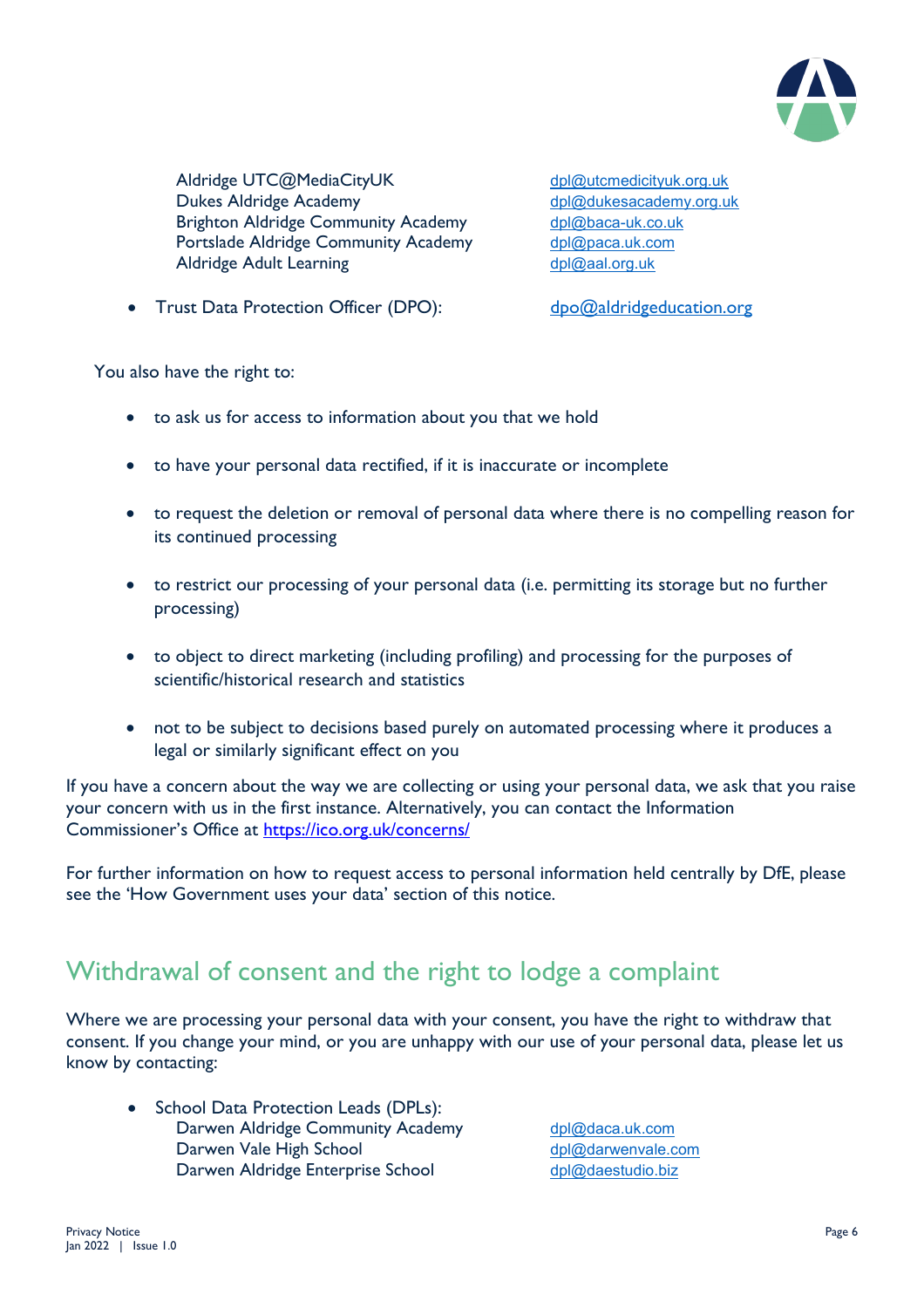Aldridge UTC@MediaCityUK — dpl@utcmedicityuk.org.uk
Dukes Aldridge Academy — dpl@dukesacademy.org.uk
Brighton Aldridge Community Academy — dpl@baca-uk.co.uk
Portslade Aldridge Community Academy — dpl@paca.uk.com
Aldridge Adult Learning — dpl@aal.org.uk

- Trust Data Protection Officer (DPO): dpo@aldridgeducation.org

You also have the right to:

- to ask us for access to information about you that we hold
- to have your personal data rectified, if it is inaccurate or incomplete
- to request the deletion or removal of personal data where there is no compelling reason for its continued processing
- to restrict our processing of your personal data (i.e. permitting its storage but no further processing)
- to object to direct marketing (including profiling) and processing for the purposes of scientific/historical research and statistics
- not to be subject to decisions based purely on automated processing where it produces a legal or similarly significant effect on you

If you have a concern about the way we are collecting or using your personal data, we ask that you raise your concern with us in the first instance. Alternatively, you can contact the Information Commissioner's Office at https://ico.org.uk/concerns/

For further information on how to request access to personal information held centrally by DfE, please see the 'How Government uses your data' section of this notice.

## Withdrawal of consent and the right to lodge a complaint

Where we are processing your personal data with your consent, you have the right to withdraw that consent. If you change your mind, or you are unhappy with our use of your personal data, please let us know by contacting:

- School Data Protection Leads (DPLs):
  Darwen Aldridge Community Academy — dpl@daca.uk.com
  Darwen Vale High School — dpl@darwenvale.com
  Darwen Aldridge Enterprise School — dpl@daestudio.biz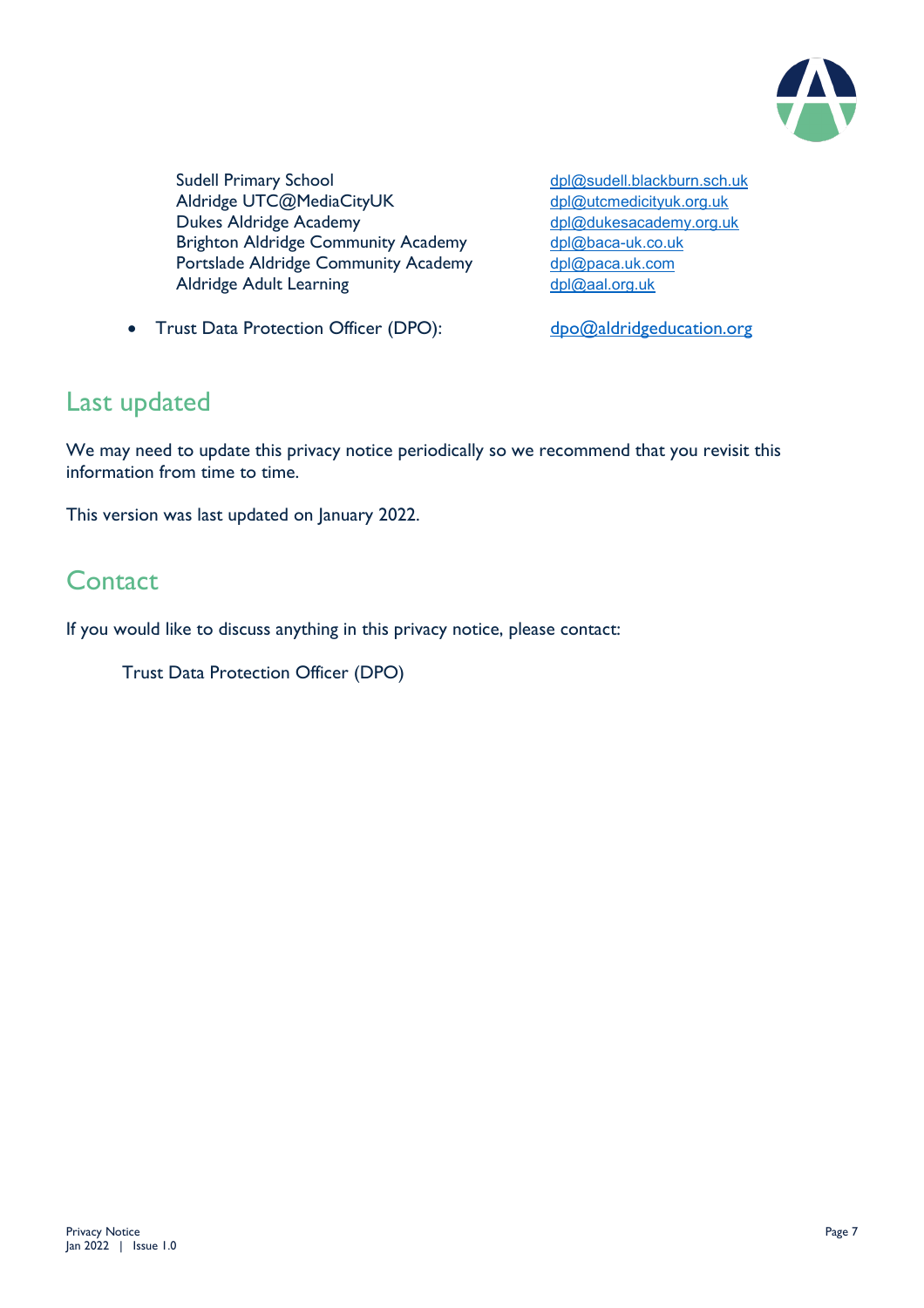| | |
|---|---|
| Sudell Primary School | dpl@sudell.blackburn.sch.uk |
| Aldridge UTC@MediaCityUK | dpl@utcmedicityuk.org.uk |
| Dukes Aldridge Academy | dpl@dukesacademy.org.uk |
| Brighton Aldridge Community Academy | dpl@baca-uk.co.uk |
| Portslade Aldridge Community Academy | dpl@paca.uk.com |
| Aldridge Adult Learning | dpl@aal.org.uk |

- Trust Data Protection Officer (DPO): dpo@aldridgeducation.org

## Last updated

We may need to update this privacy notice periodically so we recommend that you revisit this information from time to time.

This version was last updated on January 2022.

## Contact

If you would like to discuss anything in this privacy notice, please contact:

Trust Data Protection Officer (DPO)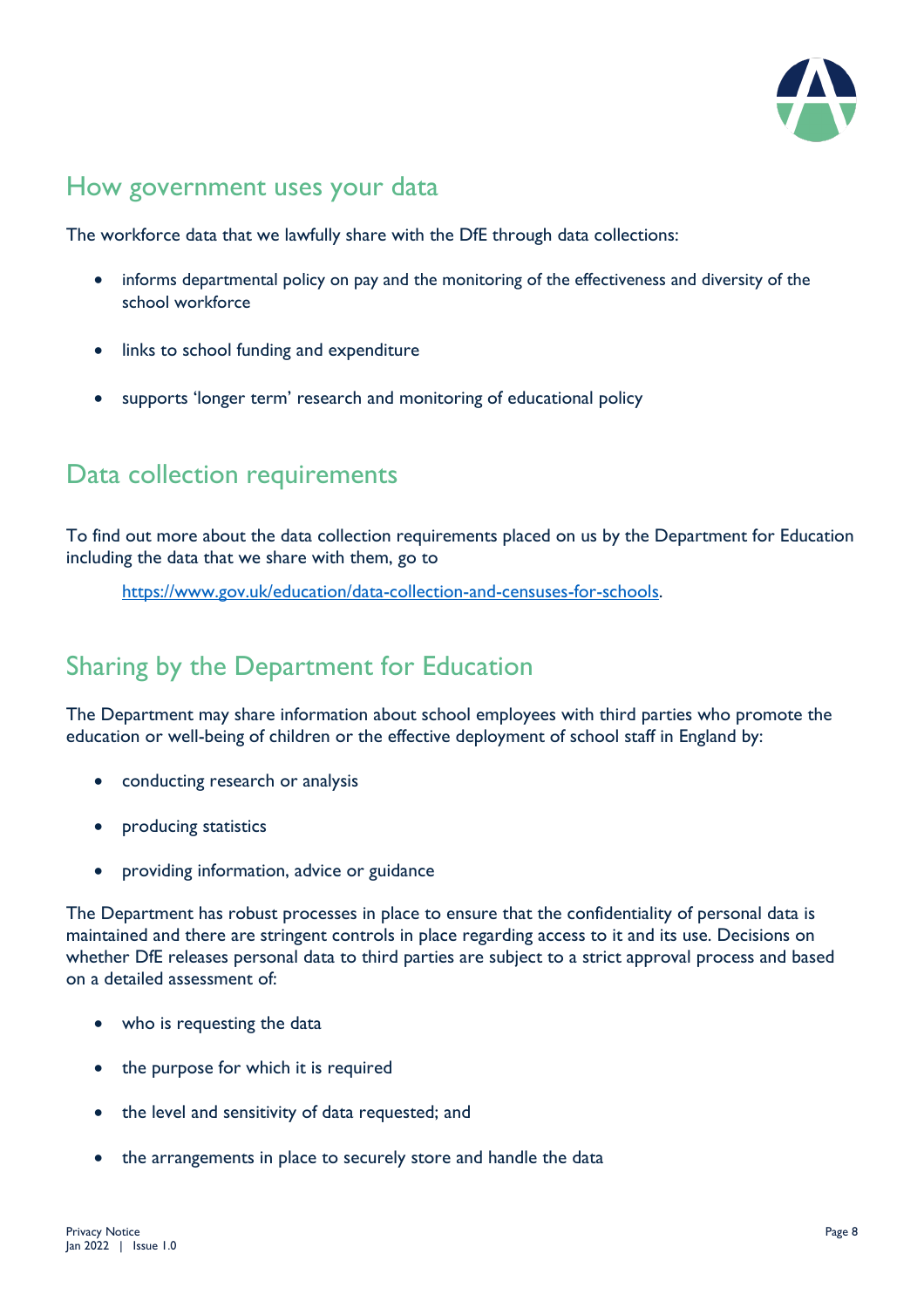## How government uses your data

The workforce data that we lawfully share with the DfE through data collections:

- informs departmental policy on pay and the monitoring of the effectiveness and diversity of the school workforce
- links to school funding and expenditure
- supports 'longer term' research and monitoring of educational policy

## Data collection requirements

To find out more about the data collection requirements placed on us by the Department for Education including the data that we share with them, go to

https://www.gov.uk/education/data-collection-and-censuses-for-schools.

## Sharing by the Department for Education

The Department may share information about school employees with third parties who promote the education or well-being of children or the effective deployment of school staff in England by:

- conducting research or analysis
- producing statistics
- providing information, advice or guidance

The Department has robust processes in place to ensure that the confidentiality of personal data is maintained and there are stringent controls in place regarding access to it and its use. Decisions on whether DfE releases personal data to third parties are subject to a strict approval process and based on a detailed assessment of:

- who is requesting the data
- the purpose for which it is required
- the level and sensitivity of data requested; and
- the arrangements in place to securely store and handle the data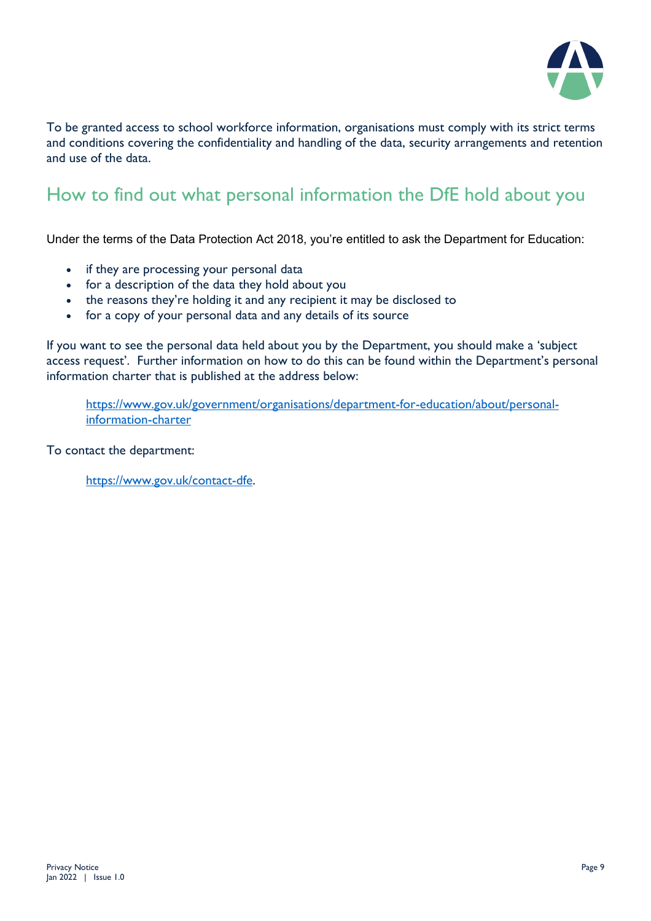To be granted access to school workforce information, organisations must comply with its strict terms and conditions covering the confidentiality and handling of the data, security arrangements and retention and use of the data.

## How to find out what personal information the DfE hold about you

Under the terms of the Data Protection Act 2018, you're entitled to ask the Department for Education:

- if they are processing your personal data
- for a description of the data they hold about you
- the reasons they're holding it and any recipient it may be disclosed to
- for a copy of your personal data and any details of its source

If you want to see the personal data held about you by the Department, you should make a 'subject access request'. Further information on how to do this can be found within the Department's personal information charter that is published at the address below:

https://www.gov.uk/government/organisations/department-for-education/about/personal-information-charter

To contact the department:

https://www.gov.uk/contact-dfe.